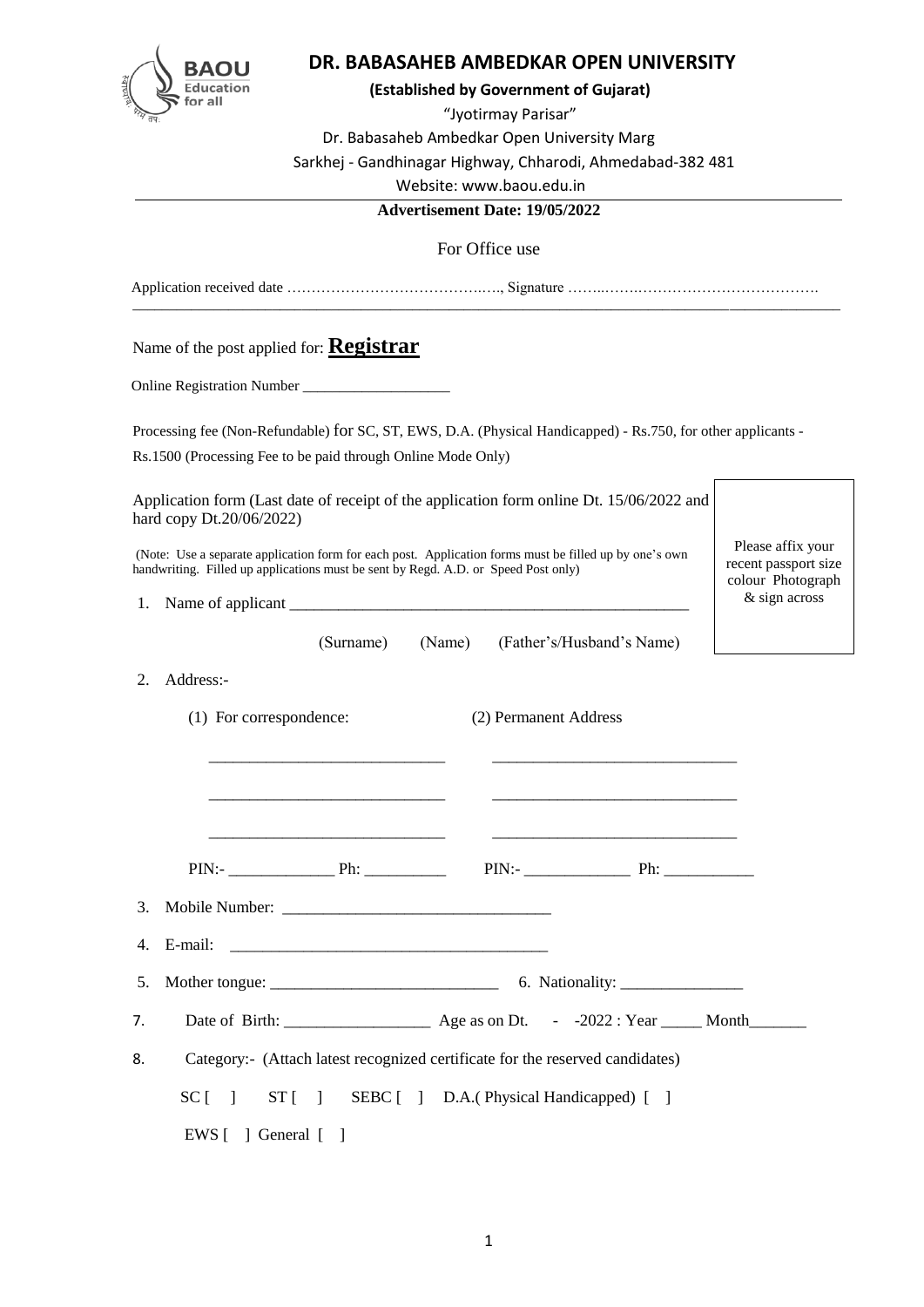# DR. BABASAHEB AMBEDKAR OPEN UNIVERSITY

**(Established by Government of Gujarat)**

"Jyotirmay Parisar"

Dr. Babasaheb Ambedkar Open University Marg

Sarkhej - Gandhinagar Highway, Chharodi, Ahmedabad-382 481

Website: www.baou.edu.in

**Advertisement Date: 19/05/2022**

For Office use

Application received date ……………………………….….., Signature ……..……..……………………………….

Name of the post applied for: **Registrar**

Online Registration Number ____________________

Processing fee (Non-Refundable) for SC, ST, EWS, D.A. (Physical Handicapped) - Rs.750, for other applicants - Rs.1500 (Processing Fee to be paid through Online Mode Only)

Application form (Last date of receipt of the application form online Dt. 15/06/2022 and hard copy Dt.20/06/2022)

(Note: Use a separate application form for each post. Application forms must be filled up by one's own handwriting. Filled up applications must be sent by Regd. A.D. or Speed Post only)

Please affix your recent passport size colour Photograph & sign across

1. Name of applicant ___________________________________________________

   (Surname) (Name) (Father's/Husband's Name)

2. Address:-

   (1) For correspondence: (2) Permanent Address

   _____________________________ _____________________________

   _____________________________ _____________________________

   _____________________________ _____________________________

   PIN:- _____________ Ph: __________ PIN:- _____________ Ph: ___________

3. Mobile Number: ________________________________

4. E-mail: ________________________________________

5. Mother tongue: ____________________________ 6. Nationality: _______________

7. Date of Birth: __________________ Age as on Dt. - -2022 : Year _____ Month_______

8. Category:- (Attach latest recognized certificate for the reserved candidates)

   SC [ ] ST [ ] SEBC [ ] D.A.( Physical Handicapped) [ ]

   EWS [ ] General [ ]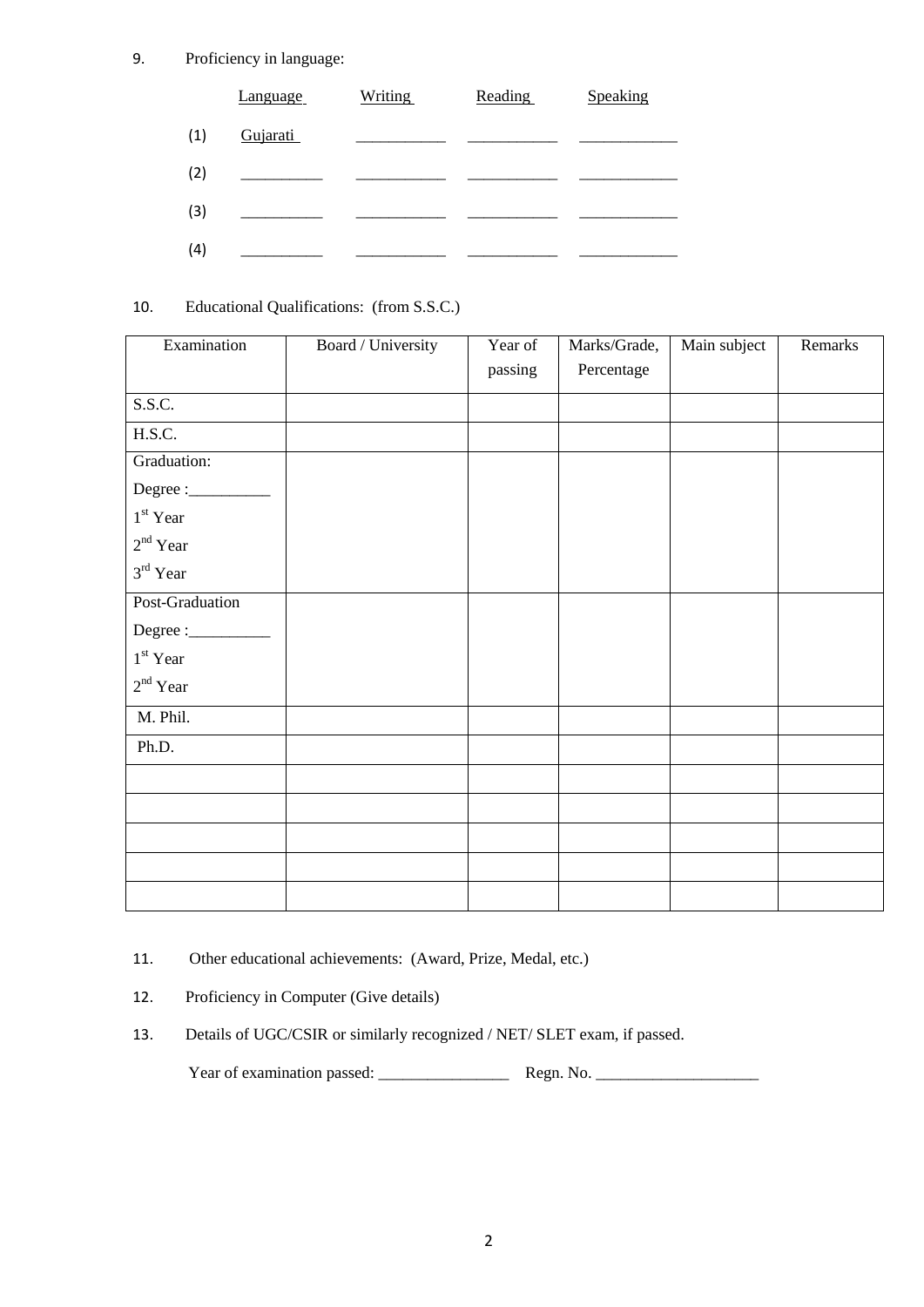9. Proficiency in language:

| | Language | Writing | Reading | Speaking |
|---|---|---|---|---|
| (1) | Gujarati | ___________ | ___________ | ____________ |
| (2) | __________ | ___________ | ___________ | ____________ |
| (3) | __________ | ___________ | ___________ | ____________ |
| (4) | __________ | ___________ | ___________ | ____________ |

10. Educational Qualifications: (from S.S.C.)

| Examination | Board / University | Year of passing | Marks/Grade, Percentage | Main subject | Remarks |
|---|---|---|---|---|---|
| S.S.C. | | | | | |
| H.S.C. | | | | | |
| Graduation:<br>Degree :__________<br>1st Year<br>2nd Year<br>3rd Year | | | | | |
| Post-Graduation<br>Degree :__________<br>1st Year<br>2nd Year | | | | | |
| M. Phil. | | | | | |
| Ph.D. | | | | | |
| | | | | | |
| | | | | | |
| | | | | | |
| | | | | | |
| | | | | | |

11. Other educational achievements: (Award, Prize, Medal, etc.)

12. Proficiency in Computer (Give details)

13. Details of UGC/CSIR or similarly recognized / NET/ SLET exam, if passed.

Year of examination passed: ________________ Regn. No. ____________________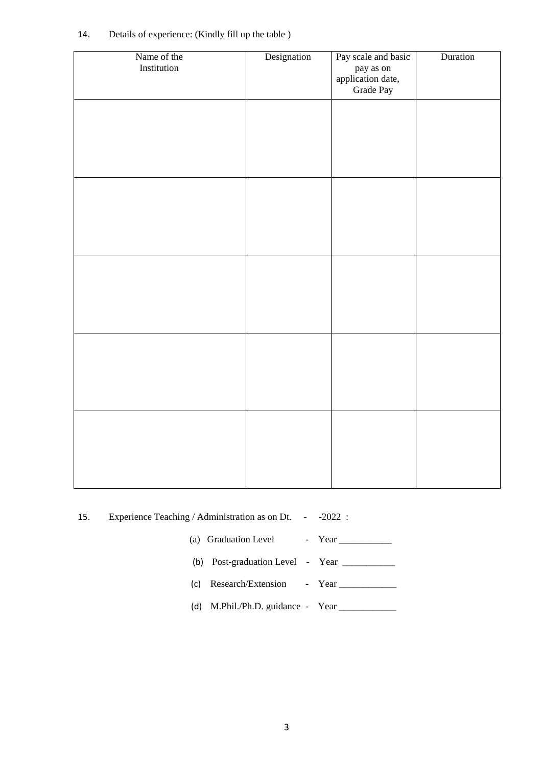14. Details of experience: (Kindly fill up the table )

| Name of the Institution | Designation | Pay scale and basic pay as on application date, Grade Pay | Duration |
|---|---|---|---|
| | | | |
| | | | |
| | | | |
| | | | |
| | | | |

15. Experience Teaching / Administration as on Dt. - -2022 :

(a) Graduation Level - Year ___________

(b) Post-graduation Level - Year ___________

(c) Research/Extension - Year ____________

(d) M.Phil./Ph.D. guidance - Year ____________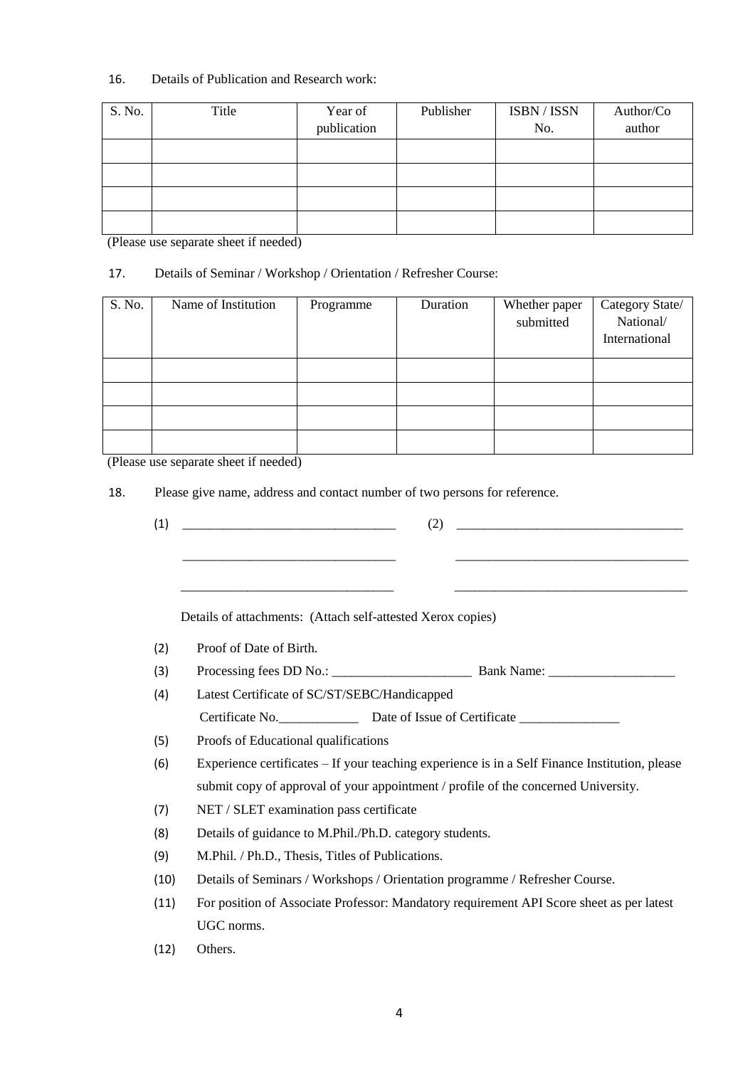16. Details of Publication and Research work:

| S. No. | Title | Year of publication | Publisher | ISBN / ISSN No. | Author/Co author |
|---|---|---|---|---|---|
| | | | | | |
| | | | | | |
| | | | | | |
| | | | | | |

(Please use separate sheet if needed)

17. Details of Seminar / Workshop / Orientation / Refresher Course:

| S. No. | Name of Institution | Programme | Duration | Whether paper submitted | Category State/ National/ International |
|---|---|---|---|---|---|
| | | | | | |
| | | | | | |
| | | | | | |
| | | | | | |

(Please use separate sheet if needed)

18. Please give name, address and contact number of two persons for reference.

(1) ________________________________ (2) ____________________________________

________________________________ ____________________________________

________________________________ ____________________________________

Details of attachments: (Attach self-attested Xerox copies)

(2) Proof of Date of Birth.

(3) Processing fees DD No.: _____________________ Bank Name: ___________________

(4) Latest Certificate of SC/ST/SEBC/Handicapped
Certificate No.____________ Date of Issue of Certificate _______________

(5) Proofs of Educational qualifications

(6) Experience certificates – If your teaching experience is in a Self Finance Institution, please submit copy of approval of your appointment / profile of the concerned University.

(7) NET / SLET examination pass certificate

(8) Details of guidance to M.Phil./Ph.D. category students.

(9) M.Phil. / Ph.D., Thesis, Titles of Publications.

(10) Details of Seminars / Workshops / Orientation programme / Refresher Course.

(11) For position of Associate Professor: Mandatory requirement API Score sheet as per latest UGC norms.

(12) Others.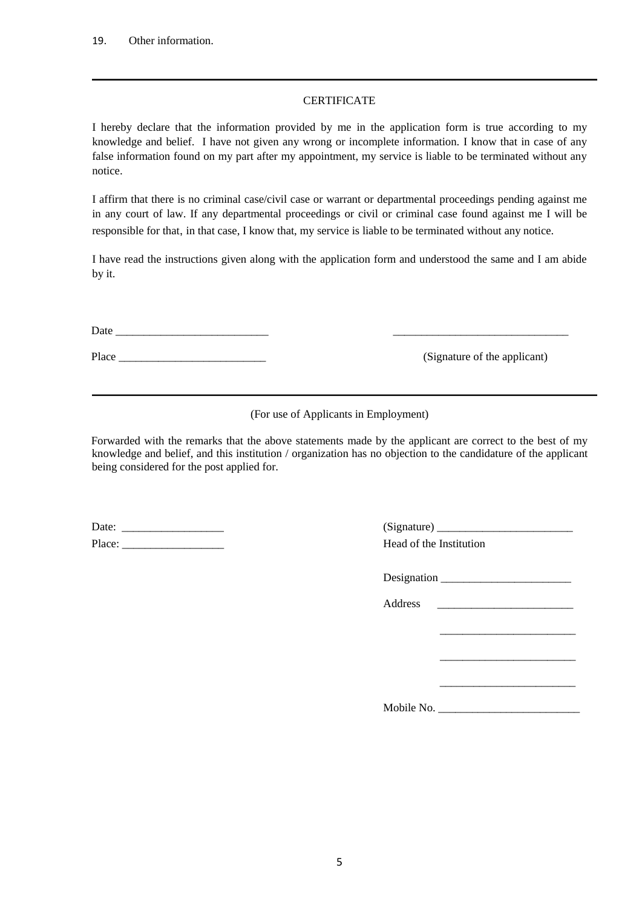19. Other information.

---

CERTIFICATE

I hereby declare that the information provided by me in the application form is true according to my knowledge and belief. I have not given any wrong or incomplete information. I know that in case of any false information found on my part after my appointment, my service is liable to be terminated without any notice.

I affirm that there is no criminal case/civil case or warrant or departmental proceedings pending against me in any court of law. If any departmental proceedings or civil or criminal case found against me I will be responsible for that, in that case, I know that, my service is liable to be terminated without any notice.

I have read the instructions given along with the application form and understood the same and I am abide by it.

Date ___________________________ ________________________________

Place __________________________ (Signature of the applicant)

---

(For use of Applicants in Employment)

Forwarded with the remarks that the above statements made by the applicant are correct to the best of my knowledge and belief, and this institution / organization has no objection to the candidature of the applicant being considered for the post applied for.

Date: __________________ (Signature) ________________________

Place: __________________ Head of the Institution

Designation _______________________

Address ________________________

________________________

________________________

________________________

Mobile No. _________________________